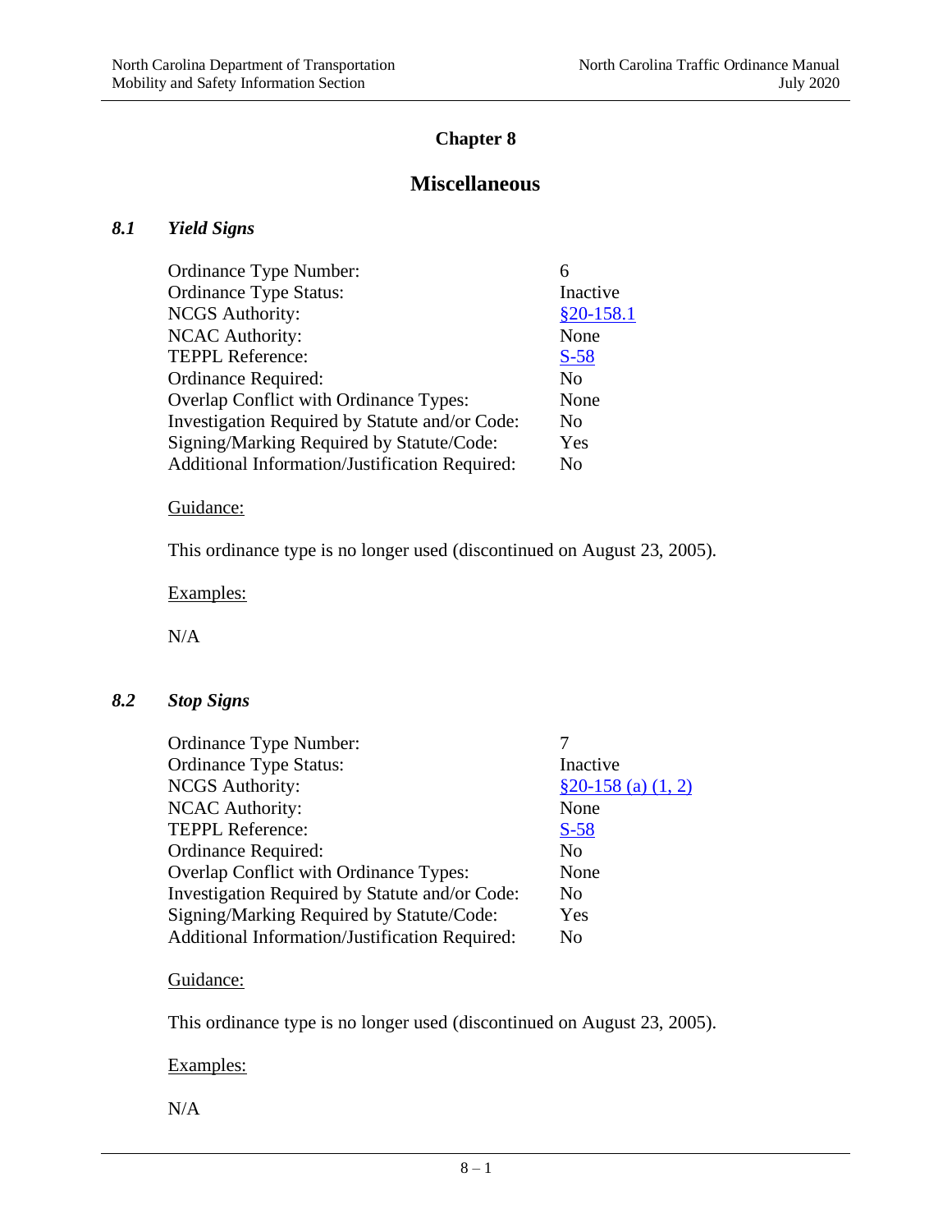# Chapter 8

## Miscellaneous

### *8.1 Yield Signs*

| | |
|---|---|
| Ordinance Type Number: | 6 |
| Ordinance Type Status: | Inactive |
| NCGS Authority: | §20-158.1 |
| NCAC Authority: | None |
| TEPPL Reference: | S-58 |
| Ordinance Required: | No |
| Overlap Conflict with Ordinance Types: | None |
| Investigation Required by Statute and/or Code: | No |
| Signing/Marking Required by Statute/Code: | Yes |
| Additional Information/Justification Required: | No |

Guidance:

This ordinance type is no longer used (discontinued on August 23, 2005).

Examples:

N/A

### *8.2 Stop Signs*

| | |
|---|---|
| Ordinance Type Number: | 7 |
| Ordinance Type Status: | Inactive |
| NCGS Authority: | §20-158 (a) (1, 2) |
| NCAC Authority: | None |
| TEPPL Reference: | S-58 |
| Ordinance Required: | No |
| Overlap Conflict with Ordinance Types: | None |
| Investigation Required by Statute and/or Code: | No |
| Signing/Marking Required by Statute/Code: | Yes |
| Additional Information/Justification Required: | No |

Guidance:

This ordinance type is no longer used (discontinued on August 23, 2005).

Examples:

N/A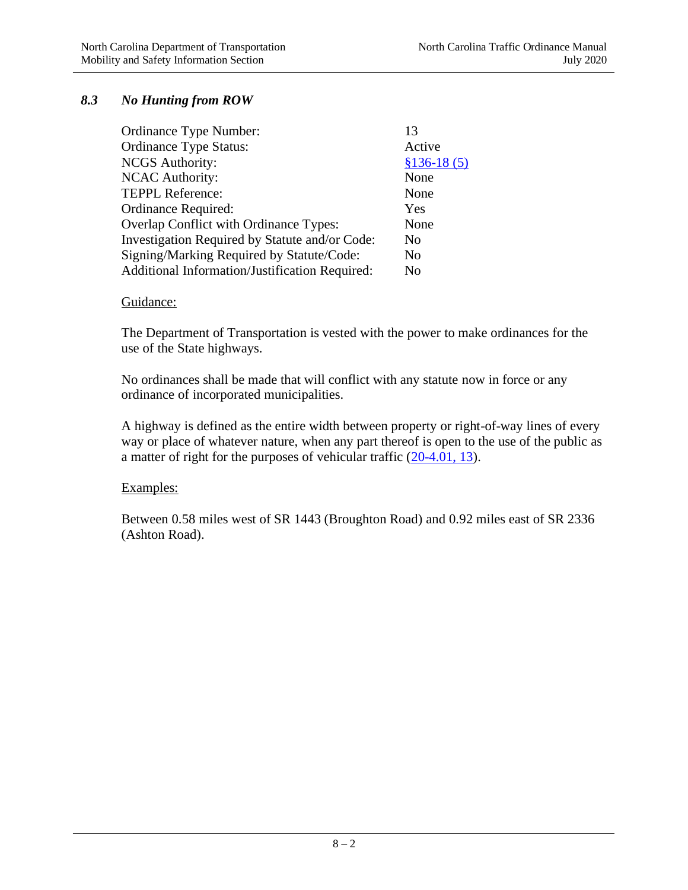### *8.3 No Hunting from ROW*

| | |
|---|---|
| Ordinance Type Number: | 13 |
| Ordinance Type Status: | Active |
| NCGS Authority: | [§136-18 (5)] |
| NCAC Authority: | None |
| TEPPL Reference: | None |
| Ordinance Required: | Yes |
| Overlap Conflict with Ordinance Types: | None |
| Investigation Required by Statute and/or Code: | No |
| Signing/Marking Required by Statute/Code: | No |
| Additional Information/Justification Required: | No |

Guidance:

The Department of Transportation is vested with the power to make ordinances for the use of the State highways.

No ordinances shall be made that will conflict with any statute now in force or any ordinance of incorporated municipalities.

A highway is defined as the entire width between property or right-of-way lines of every way or place of whatever nature, when any part thereof is open to the use of the public as a matter of right for the purposes of vehicular traffic (20-4.01, 13).

Examples:

Between 0.58 miles west of SR 1443 (Broughton Road) and 0.92 miles east of SR 2336 (Ashton Road).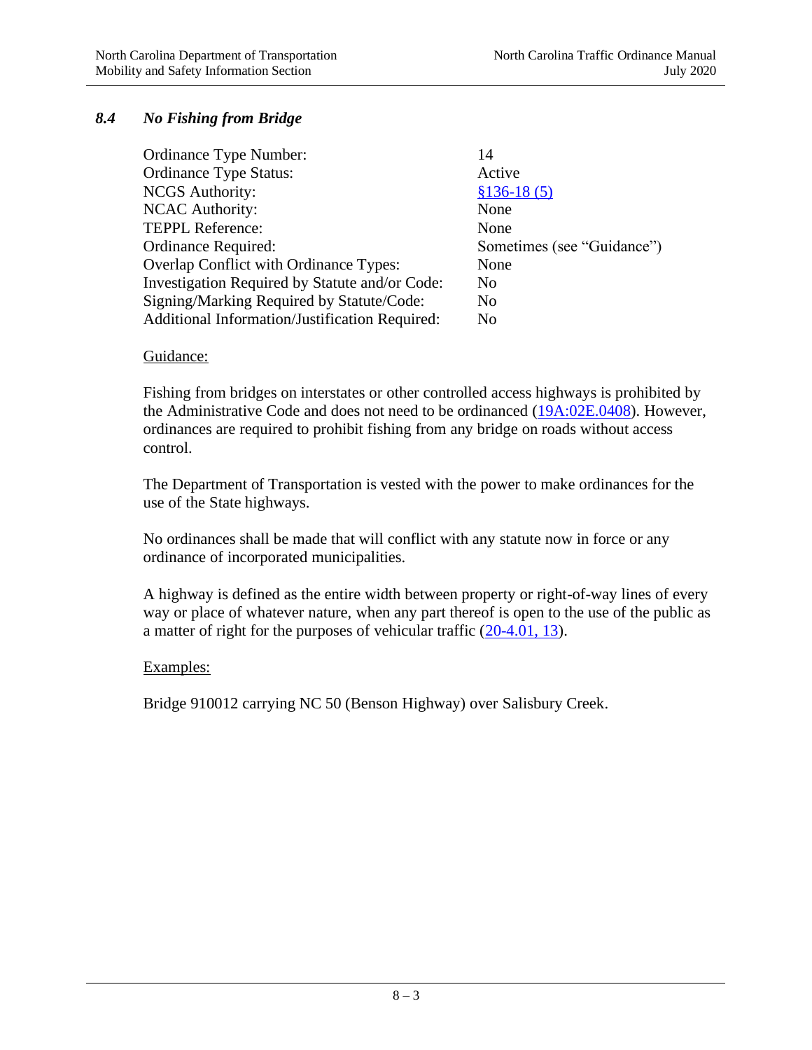### *8.4 No Fishing from Bridge*

| | |
|---|---|
| Ordinance Type Number: | 14 |
| Ordinance Type Status: | Active |
| NCGS Authority: | §136-18 (5) |
| NCAC Authority: | None |
| TEPPL Reference: | None |
| Ordinance Required: | Sometimes (see "Guidance") |
| Overlap Conflict with Ordinance Types: | None |
| Investigation Required by Statute and/or Code: | No |
| Signing/Marking Required by Statute/Code: | No |
| Additional Information/Justification Required: | No |

Guidance:

Fishing from bridges on interstates or other controlled access highways is prohibited by the Administrative Code and does not need to be ordinanced (19A:02E.0408). However, ordinances are required to prohibit fishing from any bridge on roads without access control.

The Department of Transportation is vested with the power to make ordinances for the use of the State highways.

No ordinances shall be made that will conflict with any statute now in force or any ordinance of incorporated municipalities.

A highway is defined as the entire width between property or right-of-way lines of every way or place of whatever nature, when any part thereof is open to the use of the public as a matter of right for the purposes of vehicular traffic (20-4.01, 13).

Examples:

Bridge 910012 carrying NC 50 (Benson Highway) over Salisbury Creek.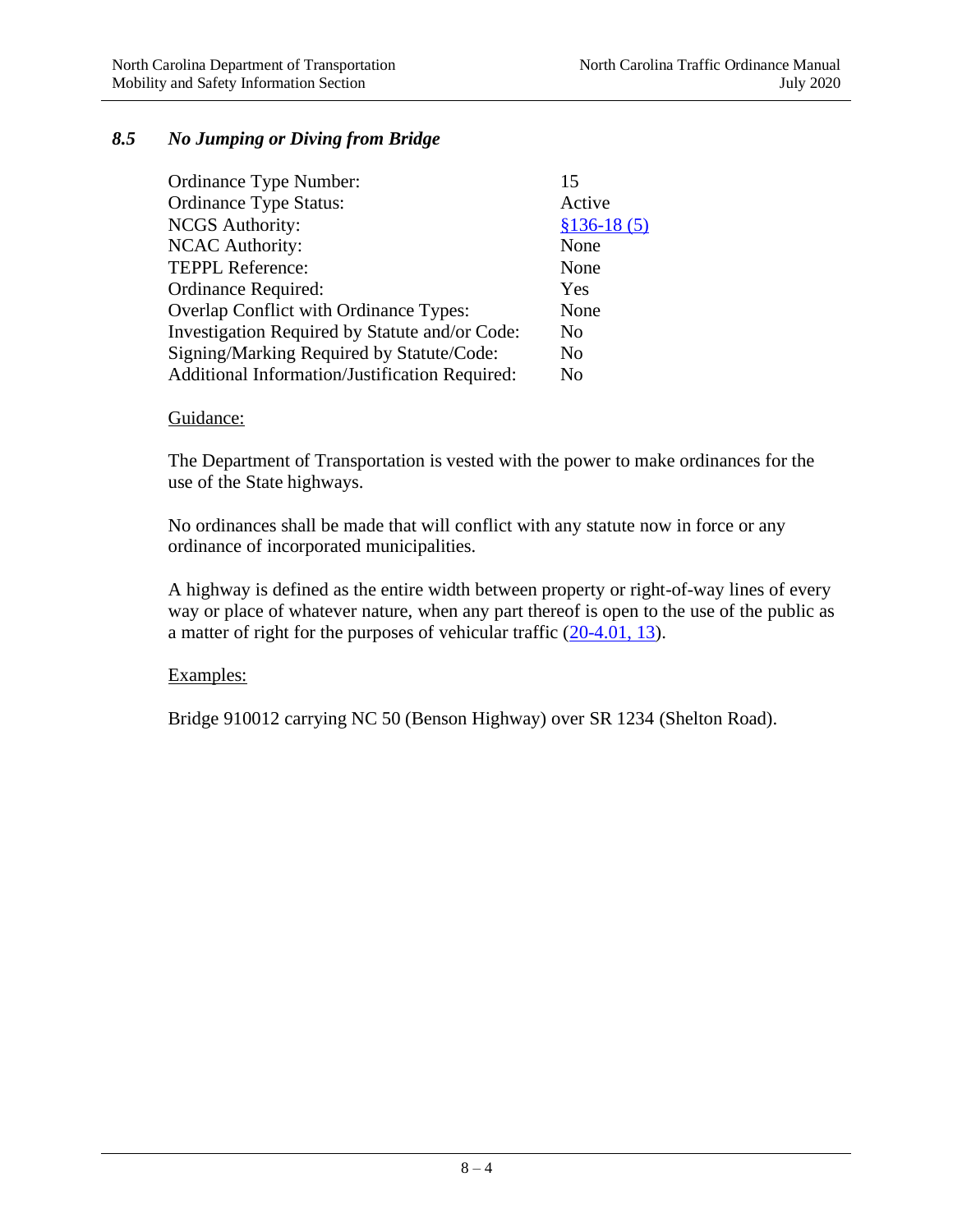### *8.5 No Jumping or Diving from Bridge*

| | |
|---|---|
| Ordinance Type Number: | 15 |
| Ordinance Type Status: | Active |
| NCGS Authority: | §136-18 (5) |
| NCAC Authority: | None |
| TEPPL Reference: | None |
| Ordinance Required: | Yes |
| Overlap Conflict with Ordinance Types: | None |
| Investigation Required by Statute and/or Code: | No |
| Signing/Marking Required by Statute/Code: | No |
| Additional Information/Justification Required: | No |

Guidance:

The Department of Transportation is vested with the power to make ordinances for the use of the State highways.

No ordinances shall be made that will conflict with any statute now in force or any ordinance of incorporated municipalities.

A highway is defined as the entire width between property or right-of-way lines of every way or place of whatever nature, when any part thereof is open to the use of the public as a matter of right for the purposes of vehicular traffic (20-4.01, 13).

Examples:

Bridge 910012 carrying NC 50 (Benson Highway) over SR 1234 (Shelton Road).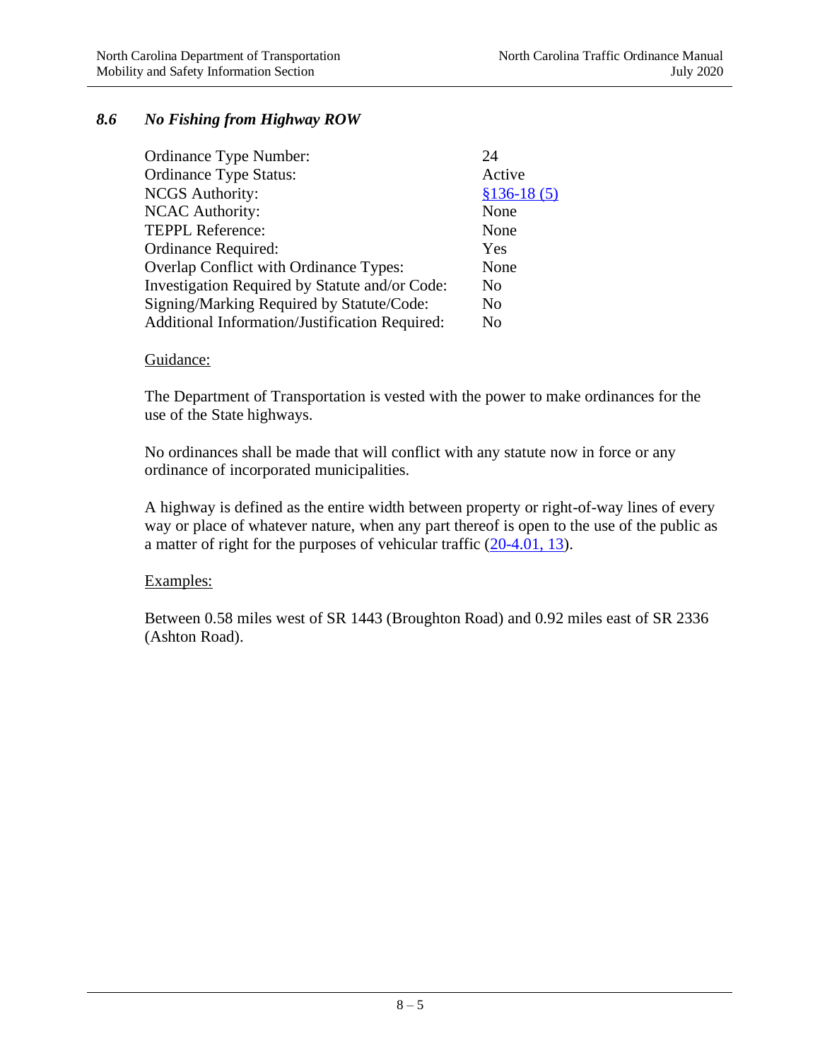## *8.6 No Fishing from Highway ROW*

| | |
|---|---|
| Ordinance Type Number: | 24 |
| Ordinance Type Status: | Active |
| NCGS Authority: | §136-18 (5) |
| NCAC Authority: | None |
| TEPPL Reference: | None |
| Ordinance Required: | Yes |
| Overlap Conflict with Ordinance Types: | None |
| Investigation Required by Statute and/or Code: | No |
| Signing/Marking Required by Statute/Code: | No |
| Additional Information/Justification Required: | No |

Guidance:

The Department of Transportation is vested with the power to make ordinances for the use of the State highways.

No ordinances shall be made that will conflict with any statute now in force or any ordinance of incorporated municipalities.

A highway is defined as the entire width between property or right-of-way lines of every way or place of whatever nature, when any part thereof is open to the use of the public as a matter of right for the purposes of vehicular traffic (20-4.01, 13).

Examples:

Between 0.58 miles west of SR 1443 (Broughton Road) and 0.92 miles east of SR 2336 (Ashton Road).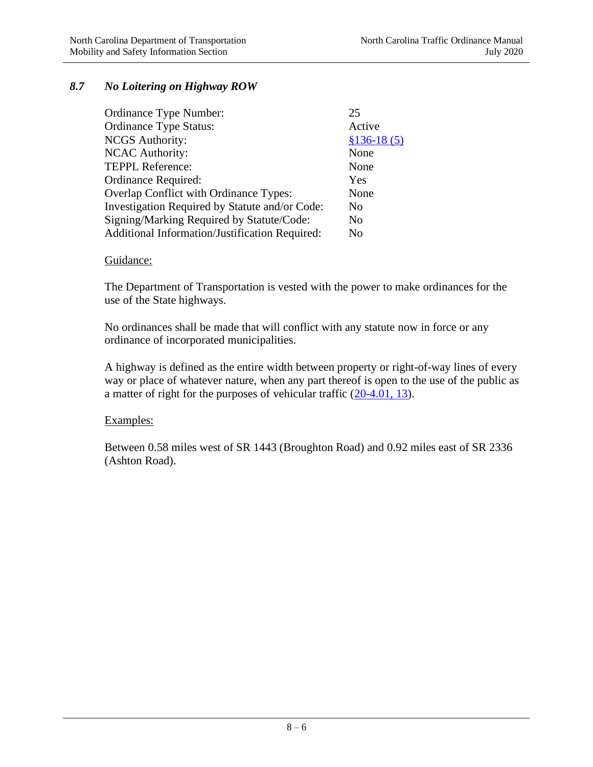## *8.7 No Loitering on Highway ROW*

| | |
|---|---|
| Ordinance Type Number: | 25 |
| Ordinance Type Status: | Active |
| NCGS Authority: | §136-18 (5) |
| NCAC Authority: | None |
| TEPPL Reference: | None |
| Ordinance Required: | Yes |
| Overlap Conflict with Ordinance Types: | None |
| Investigation Required by Statute and/or Code: | No |
| Signing/Marking Required by Statute/Code: | No |
| Additional Information/Justification Required: | No |

Guidance:

The Department of Transportation is vested with the power to make ordinances for the use of the State highways.

No ordinances shall be made that will conflict with any statute now in force or any ordinance of incorporated municipalities.

A highway is defined as the entire width between property or right-of-way lines of every way or place of whatever nature, when any part thereof is open to the use of the public as a matter of right for the purposes of vehicular traffic (20-4.01, 13).

Examples:

Between 0.58 miles west of SR 1443 (Broughton Road) and 0.92 miles east of SR 2336 (Ashton Road).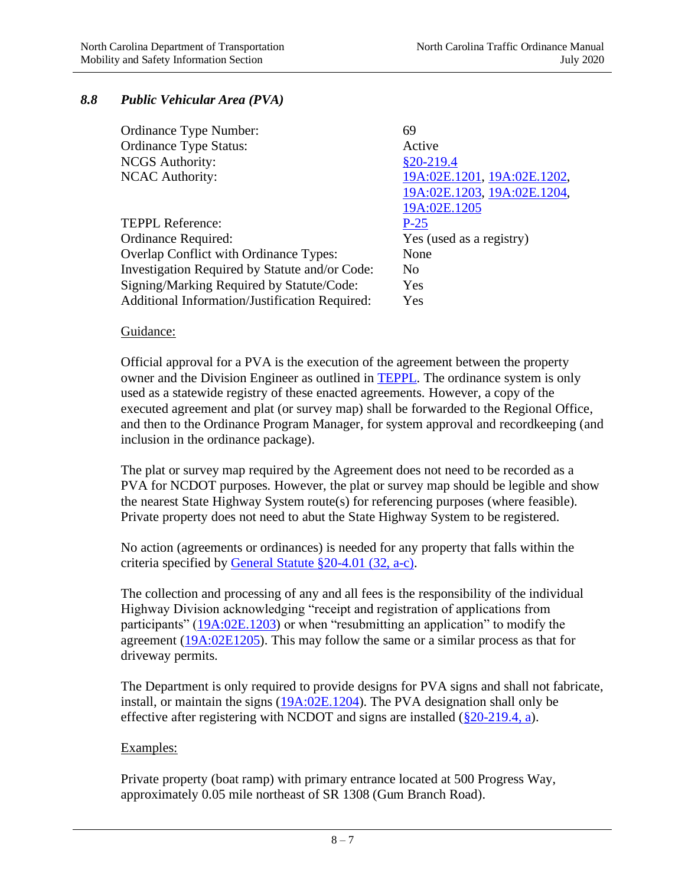### *8.8 Public Vehicular Area (PVA)*

| | |
|---|---|
| Ordinance Type Number: | 69 |
| Ordinance Type Status: | Active |
| NCGS Authority: | §20-219.4 |
| NCAC Authority: | 19A:02E.1201, 19A:02E.1202, 19A:02E.1203, 19A:02E.1204, 19A:02E.1205 |
| TEPPL Reference: | P-25 |
| Ordinance Required: | Yes (used as a registry) |
| Overlap Conflict with Ordinance Types: | None |
| Investigation Required by Statute and/or Code: | No |
| Signing/Marking Required by Statute/Code: | Yes |
| Additional Information/Justification Required: | Yes |

Guidance:

Official approval for a PVA is the execution of the agreement between the property owner and the Division Engineer as outlined in TEPPL. The ordinance system is only used as a statewide registry of these enacted agreements. However, a copy of the executed agreement and plat (or survey map) shall be forwarded to the Regional Office, and then to the Ordinance Program Manager, for system approval and recordkeeping (and inclusion in the ordinance package).

The plat or survey map required by the Agreement does not need to be recorded as a PVA for NCDOT purposes. However, the plat or survey map should be legible and show the nearest State Highway System route(s) for referencing purposes (where feasible). Private property does not need to abut the State Highway System to be registered.

No action (agreements or ordinances) is needed for any property that falls within the criteria specified by General Statute §20-4.01 (32, a-c).

The collection and processing of any and all fees is the responsibility of the individual Highway Division acknowledging "receipt and registration of applications from participants" (19A:02E.1203) or when "resubmitting an application" to modify the agreement (19A:02E1205). This may follow the same or a similar process as that for driveway permits.

The Department is only required to provide designs for PVA signs and shall not fabricate, install, or maintain the signs (19A:02E.1204). The PVA designation shall only be effective after registering with NCDOT and signs are installed (§20-219.4, a).

Examples:

Private property (boat ramp) with primary entrance located at 500 Progress Way, approximately 0.05 mile northeast of SR 1308 (Gum Branch Road).